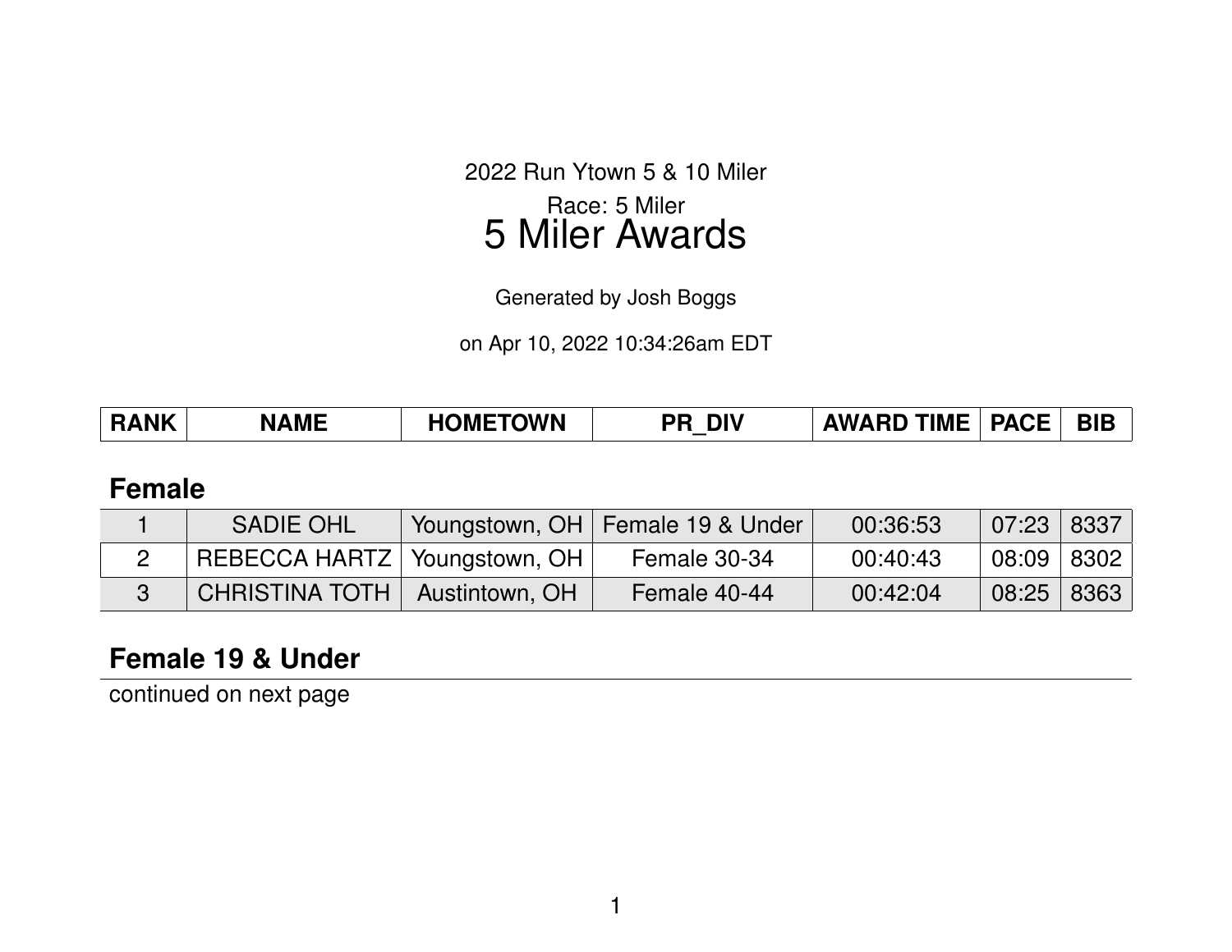2022 Run Ytown 5 & 10 Miler

Race: 5 Miler

# 5 Miler Awards

Generated by Josh Boggs

on Apr 10, 2022 10:34:26am EDT

## Female

| RANK | NAME | HOMETOWN | PR_DIV | AWARD TIME | PACE | BIB |
|---|---|---|---|---|---|---|
| 1 | SADIE OHL | Youngstown, OH | Female 19 & Under | 00:36:53 | 07:23 | 8337 |
| 2 | REBECCA HARTZ | Youngstown, OH | Female 30-34 | 00:40:43 | 08:09 | 8302 |
| 3 | CHRISTINA TOTH | Austintown, OH | Female 40-44 | 00:42:04 | 08:25 | 8363 |

## Female 19 & Under

continued on next page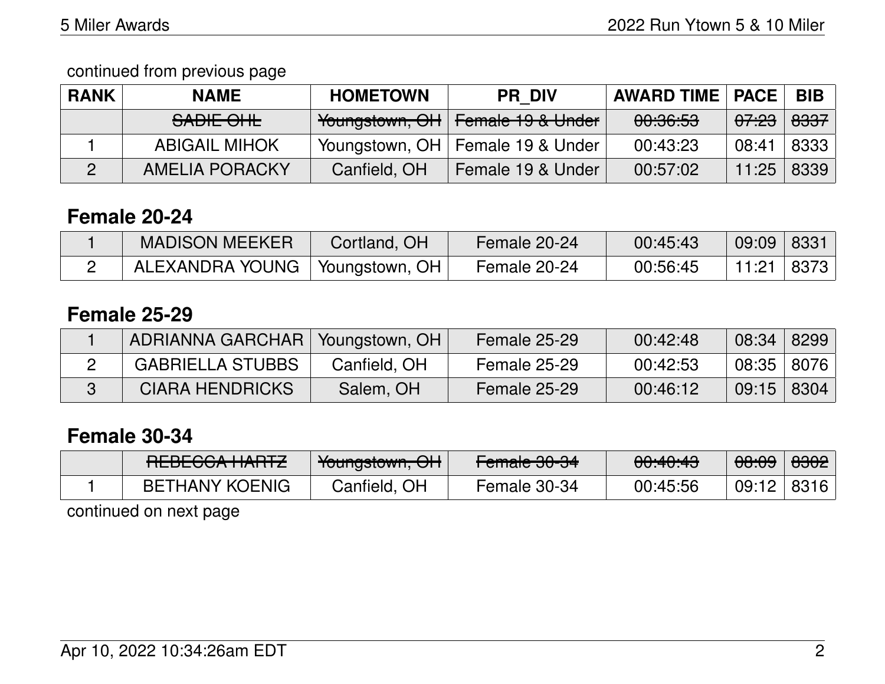continued from previous page

| RANK | NAME | HOMETOWN | PR_DIV | AWARD TIME | PACE | BIB |
|---|---|---|---|---|---|---|
| | ~~SADIE OHL~~ | ~~Youngstown, OH~~ | ~~Female 19 & Under~~ | ~~00:36:53~~ | ~~07:23~~ | ~~8337~~ |
| 1 | ABIGAIL MIHOK | Youngstown, OH | Female 19 & Under | 00:43:23 | 08:41 | 8333 |
| 2 | AMELIA PORACKY | Canfield, OH | Female 19 & Under | 00:57:02 | 11:25 | 8339 |

## Female 20-24

| RANK | NAME | HOMETOWN | PR_DIV | AWARD TIME | PACE | BIB |
|---|---|---|---|---|---|---|
| 1 | MADISON MEEKER | Cortland, OH | Female 20-24 | 00:45:43 | 09:09 | 8331 |
| 2 | ALEXANDRA YOUNG | Youngstown, OH | Female 20-24 | 00:56:45 | 11:21 | 8373 |

## Female 25-29

| RANK | NAME | HOMETOWN | PR_DIV | AWARD TIME | PACE | BIB |
|---|---|---|---|---|---|---|
| 1 | ADRIANNA GARCHAR | Youngstown, OH | Female 25-29 | 00:42:48 | 08:34 | 8299 |
| 2 | GABRIELLA STUBBS | Canfield, OH | Female 25-29 | 00:42:53 | 08:35 | 8076 |
| 3 | CIARA HENDRICKS | Salem, OH | Female 25-29 | 00:46:12 | 09:15 | 8304 |

## Female 30-34

| RANK | NAME | HOMETOWN | PR_DIV | AWARD TIME | PACE | BIB |
|---|---|---|---|---|---|---|
| | ~~REBECCA HARTZ~~ | ~~Youngstown, OH~~ | ~~Female 30-34~~ | ~~00:40:43~~ | ~~08:09~~ | ~~8302~~ |
| 1 | BETHANY KOENIG | Canfield, OH | Female 30-34 | 00:45:56 | 09:12 | 8316 |

continued on next page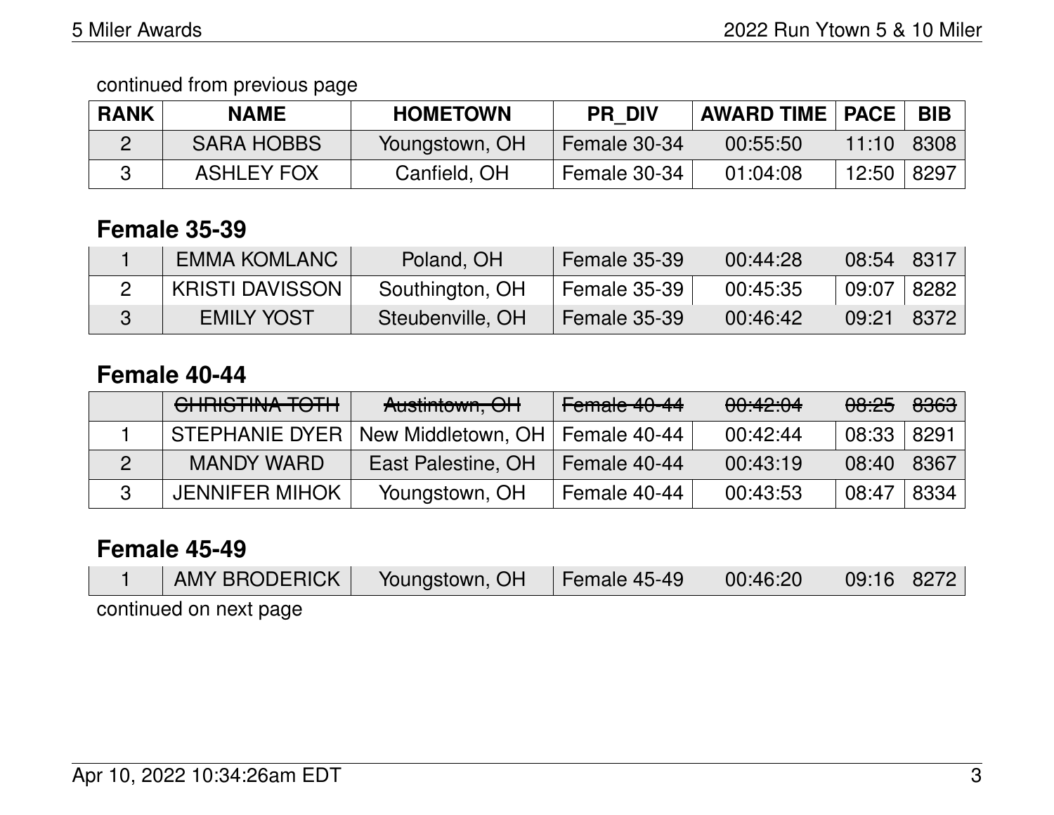continued from previous page

| RANK | NAME | HOMETOWN | PR_DIV | AWARD TIME | PACE | BIB |
|---|---|---|---|---|---|---|
| 2 | SARA HOBBS | Youngstown, OH | Female 30-34 | 00:55:50 | 11:10 | 8308 |
| 3 | ASHLEY FOX | Canfield, OH | Female 30-34 | 01:04:08 | 12:50 | 8297 |

## Female 35-39

| RANK | NAME | HOMETOWN | PR_DIV | AWARD TIME | PACE | BIB |
|---|---|---|---|---|---|---|
| 1 | EMMA KOMLANC | Poland, OH | Female 35-39 | 00:44:28 | 08:54 | 8317 |
| 2 | KRISTI DAVISSON | Southington, OH | Female 35-39 | 00:45:35 | 09:07 | 8282 |
| 3 | EMILY YOST | Steubenville, OH | Female 35-39 | 00:46:42 | 09:21 | 8372 |

## Female 40-44

| RANK | NAME | HOMETOWN | PR_DIV | AWARD TIME | PACE | BIB |
|---|---|---|---|---|---|---|
| | ~~CHRISTINA TOTH~~ | ~~Austintown, OH~~ | ~~Female 40-44~~ | ~~00:42:04~~ | ~~08:25~~ | ~~8363~~ |
| 1 | STEPHANIE DYER | New Middletown, OH | Female 40-44 | 00:42:44 | 08:33 | 8291 |
| 2 | MANDY WARD | East Palestine, OH | Female 40-44 | 00:43:19 | 08:40 | 8367 |
| 3 | JENNIFER MIHOK | Youngstown, OH | Female 40-44 | 00:43:53 | 08:47 | 8334 |

## Female 45-49

| RANK | NAME | HOMETOWN | PR_DIV | AWARD TIME | PACE | BIB |
|---|---|---|---|---|---|---|
| 1 | AMY BRODERICK | Youngstown, OH | Female 45-49 | 00:46:20 | 09:16 | 8272 |

continued on next page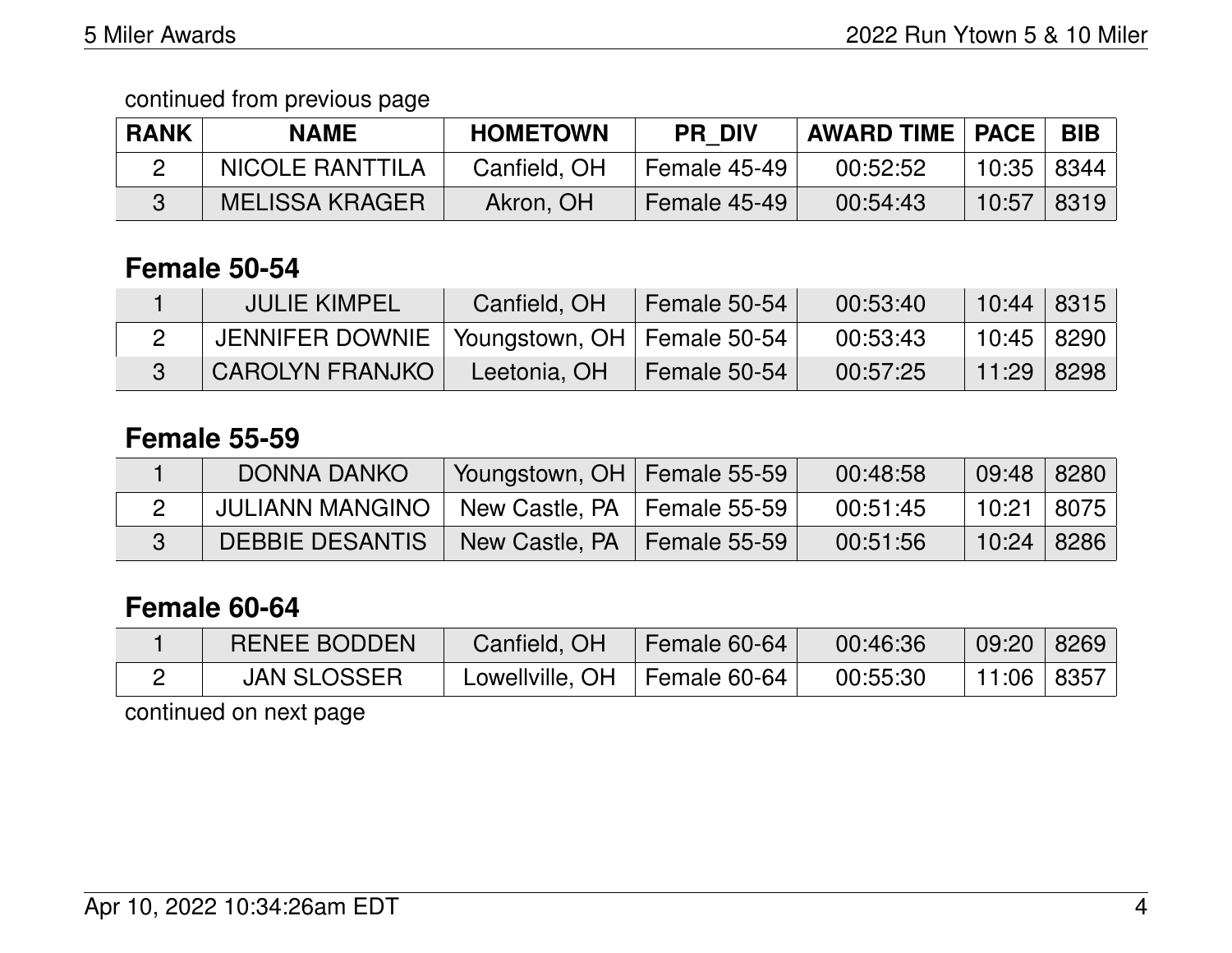continued from previous page

| RANK | NAME | HOMETOWN | PR_DIV | AWARD TIME | PACE | BIB |
|---|---|---|---|---|---|---|
| 2 | NICOLE RANTTILA | Canfield, OH | Female 45-49 | 00:52:52 | 10:35 | 8344 |
| 3 | MELISSA KRAGER | Akron, OH | Female 45-49 | 00:54:43 | 10:57 | 8319 |

## Female 50-54

| RANK | NAME | HOMETOWN | PR_DIV | AWARD TIME | PACE | BIB |
|---|---|---|---|---|---|---|
| 1 | JULIE KIMPEL | Canfield, OH | Female 50-54 | 00:53:40 | 10:44 | 8315 |
| 2 | JENNIFER DOWNIE | Youngstown, OH | Female 50-54 | 00:53:43 | 10:45 | 8290 |
| 3 | CAROLYN FRANJKO | Leetonia, OH | Female 50-54 | 00:57:25 | 11:29 | 8298 |

## Female 55-59

| RANK | NAME | HOMETOWN | PR_DIV | AWARD TIME | PACE | BIB |
|---|---|---|---|---|---|---|
| 1 | DONNA DANKO | Youngstown, OH | Female 55-59 | 00:48:58 | 09:48 | 8280 |
| 2 | JULIANN MANGINO | New Castle, PA | Female 55-59 | 00:51:45 | 10:21 | 8075 |
| 3 | DEBBIE DESANTIS | New Castle, PA | Female 55-59 | 00:51:56 | 10:24 | 8286 |

## Female 60-64

| RANK | NAME | HOMETOWN | PR_DIV | AWARD TIME | PACE | BIB |
|---|---|---|---|---|---|---|
| 1 | RENEE BODDEN | Canfield, OH | Female 60-64 | 00:46:36 | 09:20 | 8269 |
| 2 | JAN SLOSSER | Lowellville, OH | Female 60-64 | 00:55:30 | 11:06 | 8357 |

continued on next page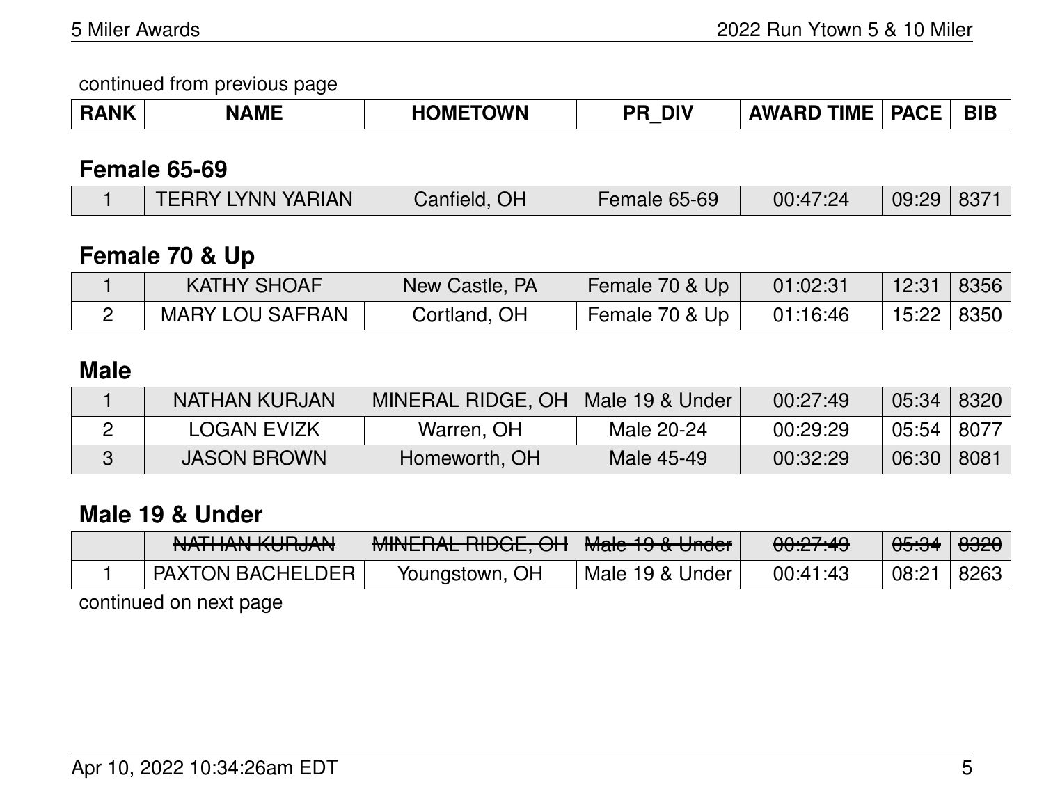continued from previous page

## Female 65-69

| RANK | NAME | HOMETOWN | PR_DIV | AWARD TIME | PACE | BIB |
|---|---|---|---|---|---|---|
| 1 | TERRY LYNN YARIAN | Canfield, OH | Female 65-69 | 00:47:24 | 09:29 | 8371 |

## Female 70 & Up

| RANK | NAME | HOMETOWN | PR_DIV | AWARD TIME | PACE | BIB |
|---|---|---|---|---|---|---|
| 1 | KATHY SHOAF | New Castle, PA | Female 70 & Up | 01:02:31 | 12:31 | 8356 |
| 2 | MARY LOU SAFRAN | Cortland, OH | Female 70 & Up | 01:16:46 | 15:22 | 8350 |

## Male

| RANK | NAME | HOMETOWN | PR_DIV | AWARD TIME | PACE | BIB |
|---|---|---|---|---|---|---|
| 1 | NATHAN KURJAN | MINERAL RIDGE, OH | Male 19 & Under | 00:27:49 | 05:34 | 8320 |
| 2 | LOGAN EVIZK | Warren, OH | Male 20-24 | 00:29:29 | 05:54 | 8077 |
| 3 | JASON BROWN | Homeworth, OH | Male 45-49 | 00:32:29 | 06:30 | 8081 |

## Male 19 & Under

| RANK | NAME | HOMETOWN | PR_DIV | AWARD TIME | PACE | BIB |
|---|---|---|---|---|---|---|
| | ~~NATHAN KURJAN~~ | ~~MINERAL RIDGE, OH~~ | ~~Male 19 & Under~~ | ~~00:27:49~~ | ~~05:34~~ | ~~8320~~ |
| 1 | PAXTON BACHELDER | Youngstown, OH | Male 19 & Under | 00:41:43 | 08:21 | 8263 |

continued on next page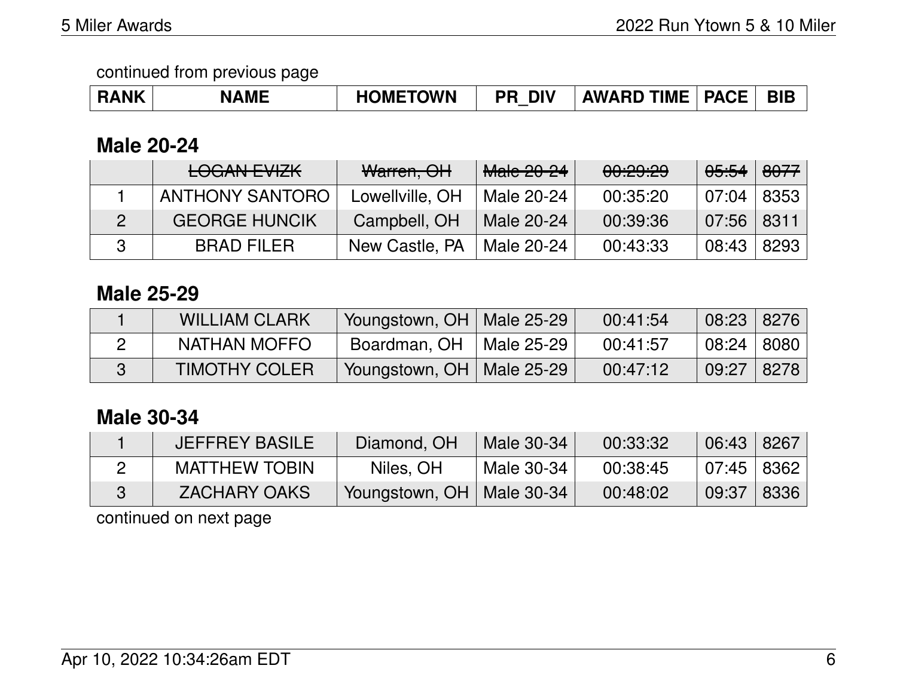continued from previous page

| RANK | NAME | HOMETOWN | PR_DIV | AWARD TIME | PACE | BIB |
|---|---|---|---|---|---|---|

## Male 20-24

| RANK | NAME | HOMETOWN | PR_DIV | AWARD TIME | PACE | BIB |
|---|---|---|---|---|---|---|
| | ~~LOGAN EVIZK~~ | ~~Warren, OH~~ | ~~Male 20-24~~ | ~~00:29:29~~ | ~~05:54~~ | ~~8077~~ |
| 1 | ANTHONY SANTORO | Lowellville, OH | Male 20-24 | 00:35:20 | 07:04 | 8353 |
| 2 | GEORGE HUNCIK | Campbell, OH | Male 20-24 | 00:39:36 | 07:56 | 8311 |
| 3 | BRAD FILER | New Castle, PA | Male 20-24 | 00:43:33 | 08:43 | 8293 |

## Male 25-29

| RANK | NAME | HOMETOWN | PR_DIV | AWARD TIME | PACE | BIB |
|---|---|---|---|---|---|---|
| 1 | WILLIAM CLARK | Youngstown, OH | Male 25-29 | 00:41:54 | 08:23 | 8276 |
| 2 | NATHAN MOFFO | Boardman, OH | Male 25-29 | 00:41:57 | 08:24 | 8080 |
| 3 | TIMOTHY COLER | Youngstown, OH | Male 25-29 | 00:47:12 | 09:27 | 8278 |

## Male 30-34

| RANK | NAME | HOMETOWN | PR_DIV | AWARD TIME | PACE | BIB |
|---|---|---|---|---|---|---|
| 1 | JEFFREY BASILE | Diamond, OH | Male 30-34 | 00:33:32 | 06:43 | 8267 |
| 2 | MATTHEW TOBIN | Niles, OH | Male 30-34 | 00:38:45 | 07:45 | 8362 |
| 3 | ZACHARY OAKS | Youngstown, OH | Male 30-34 | 00:48:02 | 09:37 | 8336 |

continued on next page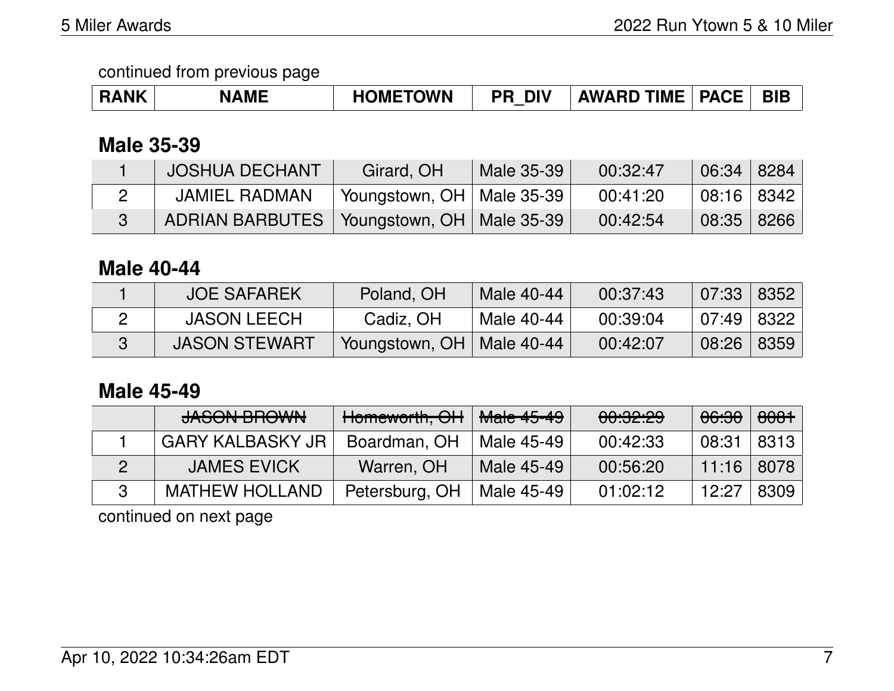continued from previous page

| RANK | NAME | HOMETOWN | PR_DIV | AWARD TIME | PACE | BIB |
|---|---|---|---|---|---|---|

## Male 35-39

| RANK | NAME | HOMETOWN | PR_DIV | AWARD TIME | PACE | BIB |
|---|---|---|---|---|---|---|
| 1 | JOSHUA DECHANT | Girard, OH | Male 35-39 | 00:32:47 | 06:34 | 8284 |
| 2 | JAMIEL RADMAN | Youngstown, OH | Male 35-39 | 00:41:20 | 08:16 | 8342 |
| 3 | ADRIAN BARBUTES | Youngstown, OH | Male 35-39 | 00:42:54 | 08:35 | 8266 |

## Male 40-44

| RANK | NAME | HOMETOWN | PR_DIV | AWARD TIME | PACE | BIB |
|---|---|---|---|---|---|---|
| 1 | JOE SAFAREK | Poland, OH | Male 40-44 | 00:37:43 | 07:33 | 8352 |
| 2 | JASON LEECH | Cadiz, OH | Male 40-44 | 00:39:04 | 07:49 | 8322 |
| 3 | JASON STEWART | Youngstown, OH | Male 40-44 | 00:42:07 | 08:26 | 8359 |

## Male 45-49

| RANK | NAME | HOMETOWN | PR_DIV | AWARD TIME | PACE | BIB |
|---|---|---|---|---|---|---|
| | ~~JASON BROWN~~ | ~~Homeworth, OH~~ | ~~Male 45-49~~ | ~~00:32:29~~ | ~~06:30~~ | ~~8081~~ |
| 1 | GARY KALBASKY JR | Boardman, OH | Male 45-49 | 00:42:33 | 08:31 | 8313 |
| 2 | JAMES EVICK | Warren, OH | Male 45-49 | 00:56:20 | 11:16 | 8078 |
| 3 | MATHEW HOLLAND | Petersburg, OH | Male 45-49 | 01:02:12 | 12:27 | 8309 |

continued on next page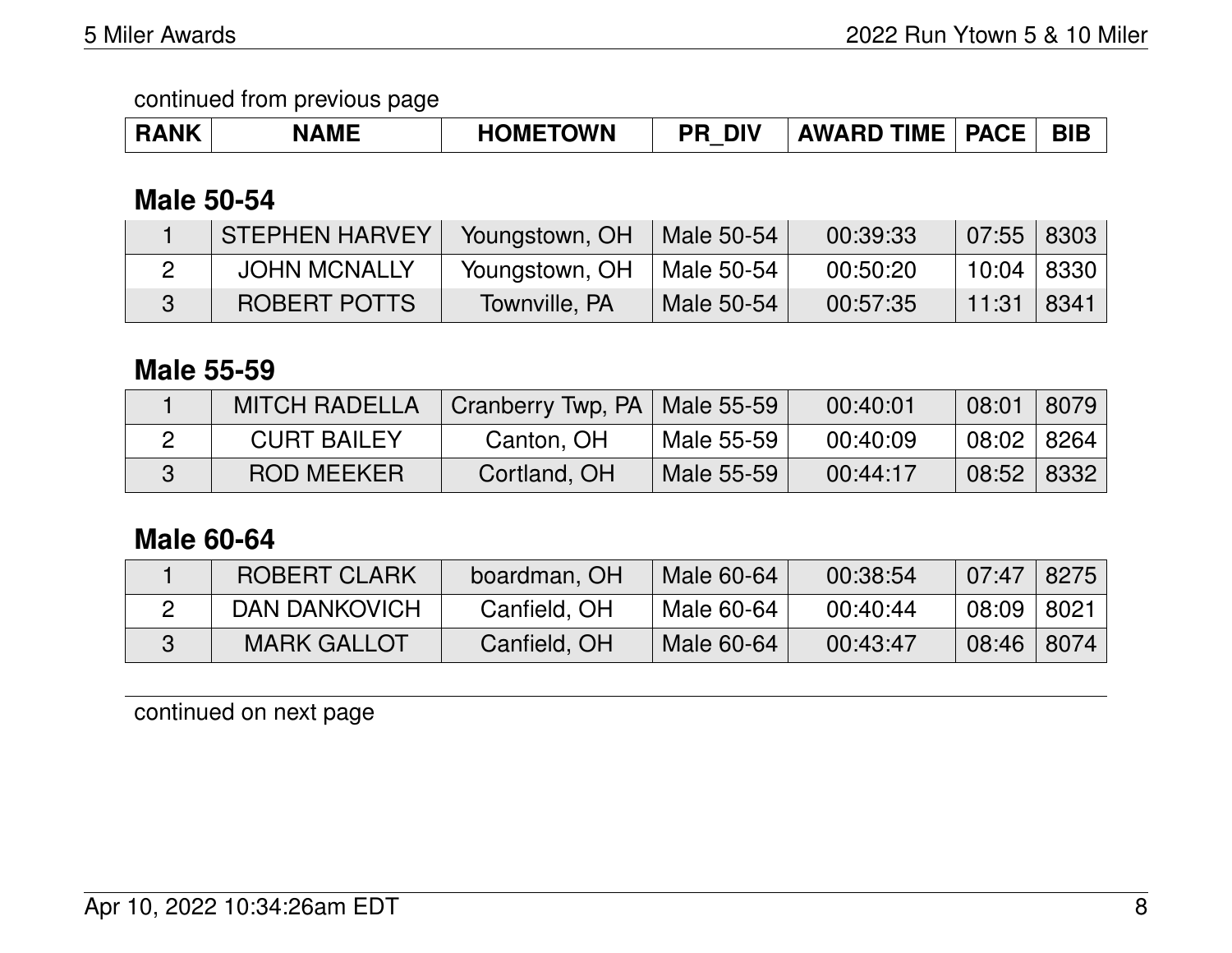continued from previous page

| RANK | NAME | HOMETOWN | PR_DIV | AWARD TIME | PACE | BIB |
|---|---|---|---|---|---|---|

### Male 50-54

| RANK | NAME | HOMETOWN | PR_DIV | AWARD TIME | PACE | BIB |
|---|---|---|---|---|---|---|
| 1 | STEPHEN HARVEY | Youngstown, OH | Male 50-54 | 00:39:33 | 07:55 | 8303 |
| 2 | JOHN MCNALLY | Youngstown, OH | Male 50-54 | 00:50:20 | 10:04 | 8330 |
| 3 | ROBERT POTTS | Townville, PA | Male 50-54 | 00:57:35 | 11:31 | 8341 |

### Male 55-59

| RANK | NAME | HOMETOWN | PR_DIV | AWARD TIME | PACE | BIB |
|---|---|---|---|---|---|---|
| 1 | MITCH RADELLA | Cranberry Twp, PA | Male 55-59 | 00:40:01 | 08:01 | 8079 |
| 2 | CURT BAILEY | Canton, OH | Male 55-59 | 00:40:09 | 08:02 | 8264 |
| 3 | ROD MEEKER | Cortland, OH | Male 55-59 | 00:44:17 | 08:52 | 8332 |

### Male 60-64

| RANK | NAME | HOMETOWN | PR_DIV | AWARD TIME | PACE | BIB |
|---|---|---|---|---|---|---|
| 1 | ROBERT CLARK | boardman, OH | Male 60-64 | 00:38:54 | 07:47 | 8275 |
| 2 | DAN DANKOVICH | Canfield, OH | Male 60-64 | 00:40:44 | 08:09 | 8021 |
| 3 | MARK GALLOT | Canfield, OH | Male 60-64 | 00:43:47 | 08:46 | 8074 |

continued on next page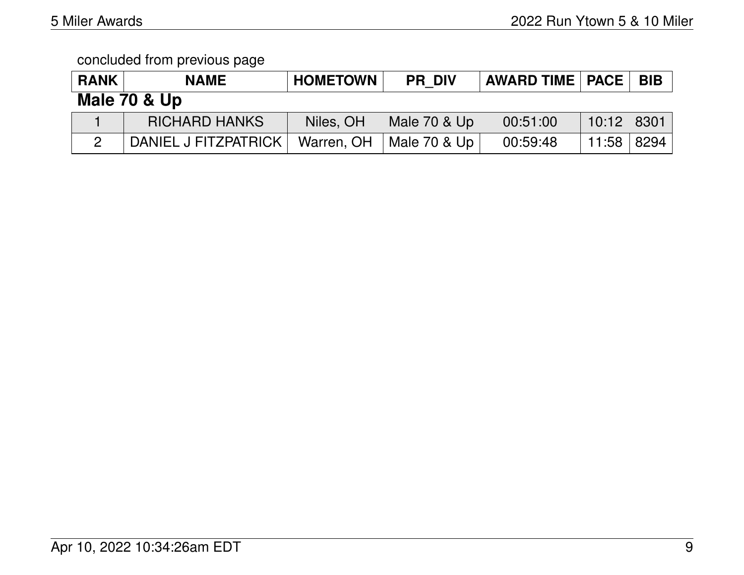concluded from previous page

| RANK | NAME | HOMETOWN | PR_DIV | AWARD TIME | PACE | BIB |
|---|---|---|---|---|---|---|

### Male 70 & Up

| RANK | NAME | HOMETOWN | PR_DIV | AWARD TIME | PACE | BIB |
|---|---|---|---|---|---|---|
| 1 | RICHARD HANKS | Niles, OH | Male 70 & Up | 00:51:00 | 10:12 | 8301 |
| 2 | DANIEL J FITZPATRICK | Warren, OH | Male 70 & Up | 00:59:48 | 11:58 | 8294 |